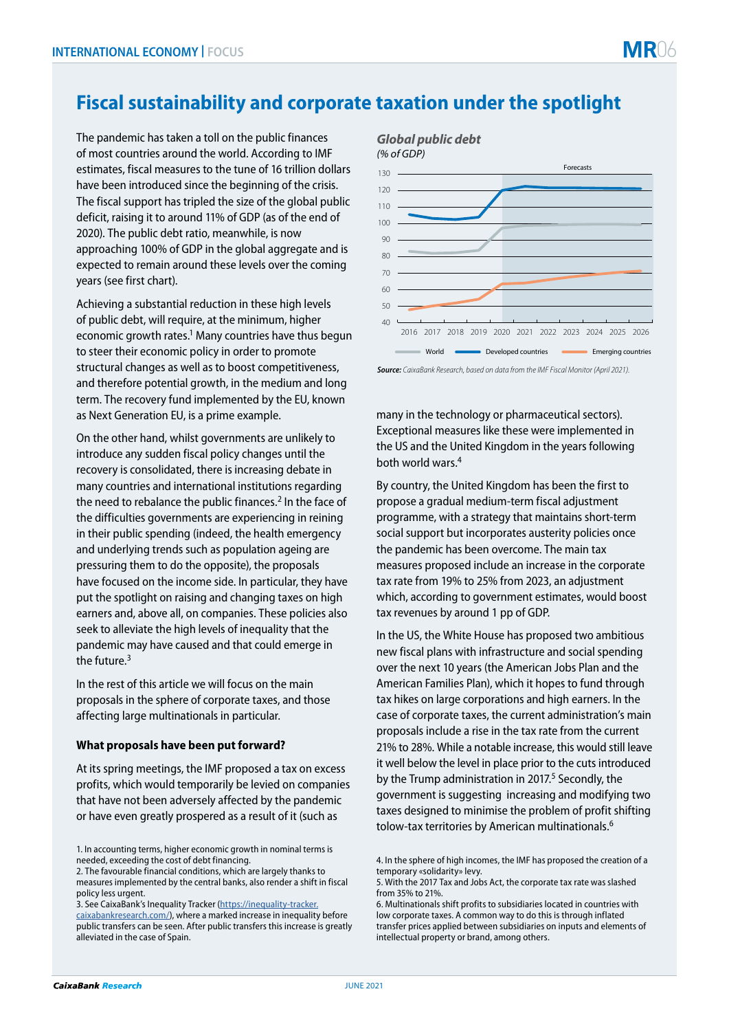# Fiscal sustainability and corporate taxation under the spotlight

The pandemic has taken a toll on the public finances of most countries around the world. According to IMF estimates, fiscal measures to the tune of 16 trillion dollars have been introduced since the beginning of the crisis. The fiscal support has tripled the size of the global public deficit, raising it to around 11% of GDP (as of the end of 2020). The public debt ratio, meanwhile, is now approaching 100% of GDP in the global aggregate and is expected to remain around these levels over the coming years (see first chart).

Achieving a substantial reduction in these high levels of public debt, will require, at the minimum, higher economic growth rates.[1] Many countries have thus begun to steer their economic policy in order to promote structural changes as well as to boost competitiveness, and therefore potential growth, in the medium and long term. The recovery fund implemented by the EU, known as Next Generation EU, is a prime example.

On the other hand, whilst governments are unlikely to introduce any sudden fiscal policy changes until the recovery is consolidated, there is increasing debate in many countries and international institutions regarding the need to rebalance the public finances.[2] In the face of the difficulties governments are experiencing in reining in their public spending (indeed, the health emergency and underlying trends such as population ageing are pressuring them to do the opposite), the proposals have focused on the income side. In particular, they have put the spotlight on raising and changing taxes on high earners and, above all, on companies. These policies also seek to alleviate the high levels of inequality that the pandemic may have caused and that could emerge in the future.[3]

In the rest of this article we will focus on the main proposals in the sphere of corporate taxes, and those affecting large multinationals in particular.

**What proposals have been put forward?**

At its spring meetings, the IMF proposed a tax on excess profits, which would temporarily be levied on companies that have not been adversely affected by the pandemic or have even greatly prospered as a result of it (such as many in the technology or pharmaceutical sectors). Exceptional measures like these were implemented in the US and the United Kingdom in the years following both world wars.[4]

***Global public debt***
*(% of GDP)*

| Year | World | Developed countries | Emerging countries |
|---|---|---|---|
| 2016 | 83 | 105 | 48 |
| 2017 | 82 | 103 | 50 |
| 2018 | 82 | 102.5 | 52 |
| 2019 | 83 | 104 | 54 |
| 2020 | 97 | 120 | 64 |
| 2021 | 98 | 122 | 64.5 |
| 2022 | 99 | 121 | 66 |
| 2023 | 99 | 121 | 68 |
| 2024 | 99 | 121 | 69 |
| 2025 | 99 | 121 | 70 |
| 2026 | 99 | 120.5 | 71 |

Forecasts: 2020–2026 (shaded area). Values are approximate readings from the chart.

***Source:*** *CaixaBank Research, based on data from the IMF Fiscal Monitor (April 2021).*

By country, the United Kingdom has been the first to propose a gradual medium-term fiscal adjustment programme, with a strategy that maintains short-term social support but incorporates austerity policies once the pandemic has been overcome. The main tax measures proposed include an increase in the corporate tax rate from 19% to 25% from 2023, an adjustment which, according to government estimates, would boost tax revenues by around 1 pp of GDP.

In the US, the White House has proposed two ambitious new fiscal plans with infrastructure and social spending over the next 10 years (the American Jobs Plan and the American Families Plan), which it hopes to fund through tax hikes on large corporations and high earners. In the case of corporate taxes, the current administration's main proposals include a rise in the tax rate from the current 21% to 28%. While a notable increase, this would still leave it well below the level in place prior to the cuts introduced by the Trump administration in 2017.[5] Secondly, the government is suggesting increasing and modifying two taxes designed to minimise the problem of profit shifting tolow-tax territories by American multinationals.[6]

1. In accounting terms, higher economic growth in nominal terms is needed, exceeding the cost of debt financing.
2. The favourable financial conditions, which are largely thanks to measures implemented by the central banks, also render a shift in fiscal policy less urgent.
3. See CaixaBank's Inequality Tracker (https://inequality-tracker.caixabankresearch.com/), where a marked increase in inequality before public transfers can be seen. After public transfers this increase is greatly alleviated in the case of Spain.
4. In the sphere of high incomes, the IMF has proposed the creation of a temporary «solidarity» levy.
5. With the 2017 Tax and Jobs Act, the corporate tax rate was slashed from 35% to 21%.
6. Multinationals shift profits to subsidiaries located in countries with low corporate taxes. A common way to do this is through inflated transfer prices applied between subsidiaries on inputs and elements of intellectual property or brand, among others.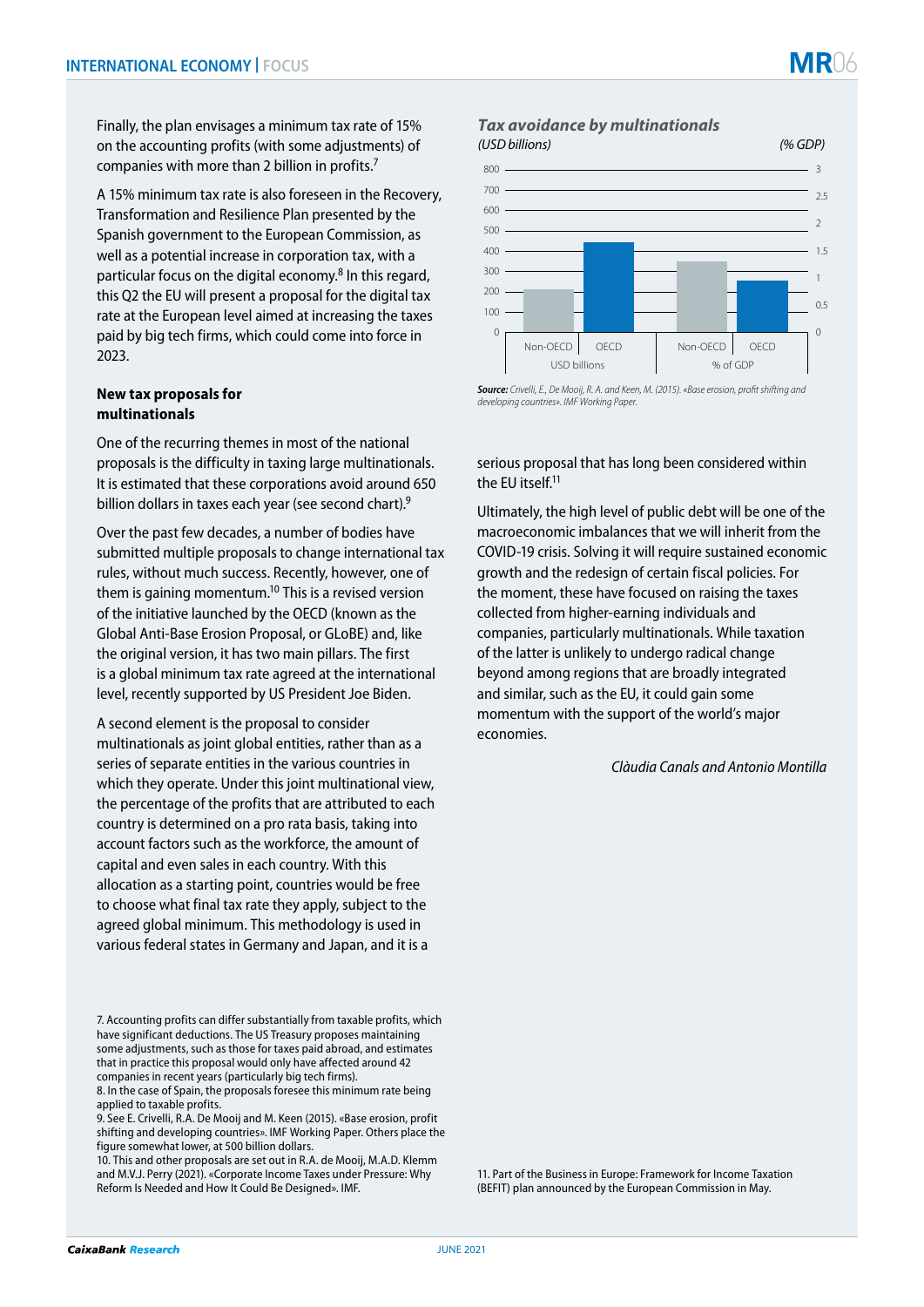Finally, the plan envisages a minimum tax rate of 15% on the accounting profits (with some adjustments) of companies with more than 2 billion in profits.[7]

A 15% minimum tax rate is also foreseen in the Recovery, Transformation and Resilience Plan presented by the Spanish government to the European Commission, as well as a potential increase in corporation tax, with a particular focus on the digital economy.[8] In this regard, this Q2 the EU will present a proposal for the digital tax rate at the European level aimed at increasing the taxes paid by big tech firms, which could come into force in 2023.

**New tax proposals for multinationals**

One of the recurring themes in most of the national proposals is the difficulty in taxing large multinationals. It is estimated that these corporations avoid around 650 billion dollars in taxes each year (see second chart).[9]

Over the past few decades, a number of bodies have submitted multiple proposals to change international tax rules, without much success. Recently, however, one of them is gaining momentum.[10] This is a revised version of the initiative launched by the OECD (known as the Global Anti-Base Erosion Proposal, or GLoBE) and, like the original version, it has two main pillars. The first is a global minimum tax rate agreed at the international level, recently supported by US President Joe Biden.

A second element is the proposal to consider multinationals as joint global entities, rather than as a series of separate entities in the various countries in which they operate. Under this joint multinational view, the percentage of the profits that are attributed to each country is determined on a pro rata basis, taking into account factors such as the workforce, the amount of capital and even sales in each country. With this allocation as a starting point, countries would be free to choose what final tax rate they apply, subject to the agreed global minimum. This methodology is used in various federal states in Germany and Japan, and it is a serious proposal that has long been considered within the EU itself.[11]

*Tax avoidance by multinationals*

*(USD billions)* *(% GDP)*

800
700
600
500
400
300
200
100
0

3
2.5
2
1.5
1
0.5
0

Non-OECD OECD Non-OECD OECD

USD billions % of GDP

***Source:*** *Crivelli, E., De Mooij, R. A. and Keen, M. (2015). «Base erosion, profit shifting and developing countries». IMF Working Paper.*

Ultimately, the high level of public debt will be one of the macroeconomic imbalances that we will inherit from the COVID-19 crisis. Solving it will require sustained economic growth and the redesign of certain fiscal policies. For the moment, these have focused on raising the taxes collected from higher-earning individuals and companies, particularly multinationals. While taxation of the latter is unlikely to undergo radical change beyond among regions that are broadly integrated and similar, such as the EU, it could gain some momentum with the support of the world's major economies.

*Clàudia Canals and Antonio Montilla*

7. Accounting profits can differ substantially from taxable profits, which have significant deductions. The US Treasury proposes maintaining some adjustments, such as those for taxes paid abroad, and estimates that in practice this proposal would only have affected around 42 companies in recent years (particularly big tech firms).

8. In the case of Spain, the proposals foresee this minimum rate being applied to taxable profits.

9. See E. Crivelli, R.A. De Mooij and M. Keen (2015). «Base erosion, profit shifting and developing countries». IMF Working Paper. Others place the figure somewhat lower, at 500 billion dollars.

10. This and other proposals are set out in R.A. de Mooij, M.A.D. Klemm and M.V.J. Perry (2021). «Corporate Income Taxes under Pressure: Why Reform Is Needed and How It Could Be Designed». IMF.

11. Part of the Business in Europe: Framework for Income Taxation (BEFIT) plan announced by the European Commission in May.